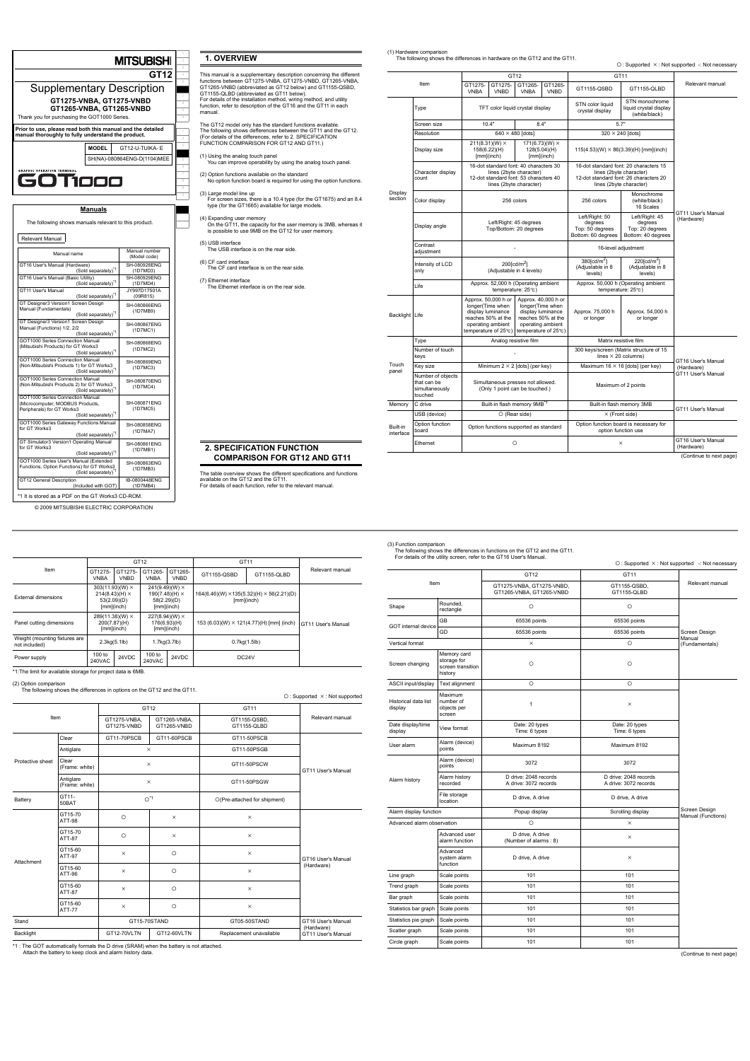# MITSUBISHI

# GT12

# Supplementary Description

**GT1275-VNBA, GT1275-VNBD**
**GT1265-VNBA, GT1265-VNBD**

Thank you for purchasing the GOT1000 Series.

**Prior to use, please read both this manual and the detailed manual thoroughly to fully understand the product.**

| MODEL | GT12-U-TUIKA- E |
|---|---|
| | SH(NA)-080864ENG-D(1104)MEE |

GRAPHIC OPERATION TERMINAL

GOT1000

## Manuals

The following shows manuals relevant to this product.

Relevant Manual

| Manual name | Manual number (Model code) |
|---|---|
| GT16 User's Manual (Hardware) (Sold separately)*1 | SH-080928ENG (1D7MD3) |
| GT16 User's Manual (Basic Utility) (Sold separately)*1 | SH-080929ENG (1D7MD4) |
| GT11 User's Manual (Sold separately)*1 | JY997D17501A (09R815) |
| GT Designer3 Version1 Screen Design Manual (Fundamentals) (Sold separately)*1 | SH-080866ENG (1D7MB9) |
| GT Designer3 Version1 Screen Design Manual (Functions) 1/2, 2/2 (Sold separately)*1 | SH-080867ENG (1D7MC1) |
| GOT1000 Series Connection Manual (Mitsubishi Products) for GT Works3 (Sold separately)*1 | SH-080868ENG (1D7MC2) |
| GOT1000 Series Connection Manual (Non-Mitsubishi Products 1) for GT Works3 (Sold separately)*1 | SH-080869ENG (1D7MC3) |
| GOT1000 Series Connection Manual (Non-Mitsubishi Products 2) for GT Works3 (Sold separately)*1 | SH-080870ENG (1D7MC4) |
| GOT1000 Series Connection Manual (Microcomputer, MODBUS Products, Peripherals) for GT Works3 (Sold separately)*1 | SH-080871ENG (1D7MC5) |
| GOT1000 Series Gateway Functions Manual for GT Works3 (Sold separately)*1 | SH-080858ENG (1D7MA7) |
| GT Simulator3 Version1 Operating Manual for GT Works3 (Sold separately)*1 | SH-080861ENG (1D7MB1) |
| GOT1000 Series User's Manual (Extended Functions, Option Functions) for GT Works3 (Sold separately)*1 | SH-080863ENG (1D7MB3) |
| GT12 General Description (Included with GOT) | IB-0800448ENG (1D7MB4) |

*1 It is stored as a PDF on the GT Works3 CD-ROM.

© 2009 MITSUBISHI ELECTRIC CORPORATION

## 1. OVERVIEW

This manual is a supplementary description concerning the different functions between GT1275-VNBA, GT1275-VNBD, GT1265-VNBA, GT1265-VNBD (abbreviated as GT12 below) and GT1155-QSBD, GT1155-QLBD (abbreviated as GT11 below).
For details of the installation method, wiring method, and utility function, refer to description of the GT16 and the GT11 in each manual.

The GT12 model only has the standard functions available.
The following shows defferences between the GT11 and the GT12.
(For details of the differences, refer to 2. SPECIFICATION FUNCTION COMPARISON FOR GT12 AND GT11.)

(1) Using the analog touch panel
You can improve operability by using the analog touch panel.

(2) Option functions available on the standard
No option function board is required for using the option functions.

(3) Large model line up
For screen sizes, there is a 10.4 type (for the GT1675) and an 8.4 type (for the GT1665) available for large models.

(4) Expanding user memory
On the GT11, the capacity for the user memory is 3MB, whereas it is possible to use 9MB on the GT12 for user memory.

(5) USB interface
The USB interface is on the rear side.

(6) CF card interface
The CF card interface is on the rear side.

(7) Ethernet interface
The Ethernet interface is on the rear side.

## 2. SPECIFICATION FUNCTION COMPARISON FOR GT12 AND GT11

The table overview shows the different specifications and functions available on the GT12 and the GT11.
For details of each function, refer to the relevant manual.

(1) Hardware comparison
The following shows the differences in hardware on the GT12 and the GT11.

○ : Supported × : Not supported - : Not necessary

| Item | | GT12 | | | | GT11 | | Relevant manual |
|---|---|---|---|---|---|---|---|---|
| | | GT1275-VNBA | GT1275-VNBD | GT1265-VNBA | GT1265-VNBD | GT1155-QSBD | GT1155-QLBD | |
| Display section | Type | TFT color liquid crystal display | | | | STN color liquid crystal display | STN monochrome liquid crystal display (white/black) | GT11 User's Manual (Hardware) |
| | Screen size | 10.4" | | 8.4" | | 5.7" | | |
| | Resolution | 640 × 480 [dots] | | | | 320 × 240 [dots] | | |
| | Display size | 211(8.31)(W) × 158(6.22)(H) [mm](inch) | | 171(6.73)(W) × 128(5.04)(H) [mm](inch) | | 115(4.53)(W) × 86(3.39)(H) [mm](inch) | | |
| | Character display count | 16-dot standard font: 40 characters 30 lines (2byte character) 12-dot standard font: 53 characters 40 lines (2byte character) | | | | 16-dot standard font: 20 characters 15 lines (2byte character) 12-dot standard font: 26 characters 20 lines (2byte character) | | |
| | Color display | 256 colors | | | | 256 colors | Monochrome (white/black) 16 Scales | |
| | Display angle | Left/Right: 45 degrees Top/Bottom: 20 degrees | | | | Left/Right: 50 degrees Top: 50 degrees Bottom: 60 degrees | Left/Right: 45 degrees Top: 20 degrees Bottom: 40 degrees | |
| | Contrast adjustment | - | | | | 16-level adjustment | | |
| | Intensity of LCD only | 200[cd/m²] (Adjustable in 4 levels) | | | | 380[cd/m²] (Adjustable in 8 levels) | 220[cd/m²] (Adjustable in 8 levels) | |
| | Life | Approx. 52,000 h (Operating ambient temperature: 25℃) | | | | Approx. 50,000 h (Operating ambient temperature: 25℃) | | |
| Backlight | Life | Approx. 50,000 h or longer(Time when display luminance reaches 50% at the operating ambient temperature of 25℃) | | Approx. 40,000 h or longer(Time when display luminance reaches 50% at the operating ambient temperature of 25℃) | | Approx. 75,000 h or longer | Approx. 54,000 h or longer | |
| Touch panel | Type | Analog resistive film | | | | Matrix resistive film | | GT16 User's Manual (Hardware) GT11 User's Manual |
| | Number of touch keys | - | | | | 300 keys/screen (Matrix structure of 15 lines × 20 columns) | | |
| | Key size | Minimum 2 × 2 [dots] (per key) | | | | Maximum 16 × 16 [dots] (per key) | | |
| | Number of objects that can be simultaneously touched | Simultaneous presses not allowed. (Only 1 point can be touched.) | | | | Maximum of 2 points | | |
| Memory | C drive | Built-in flash memory 9MB*1 | | | | Built-in flash memory 3MB | | GT11 User's Manual |
| Built-in interface | USB (device) | ○ (Rear side) | | | | × (Front side) | | |
| | Option function board | Option functions supported as standard | | | | Option function board is necessary for option function use | | |
| | Ethernet | ○ | | | | × | | GT16 User's Manual (Hardware) |

(Continue to next page)

| Item | GT12 | | | | GT11 | | Relevant manual |
|---|---|---|---|---|---|---|---|
| | GT1275-VNBA | GT1275-VNBD | GT1265-VNBA | GT1265-VNBD | GT1155-QSBD | GT1155-QLBD | |
| External dimensions | 303(11.93)(W) × 214(8.43)(H) × 53(2.09)(D) [mm](inch) | | 241(9.49)(W) × 190(7.48)(H) × 58(2.29)(D) [mm](inch) | | 164(6.46)(W) × 135(5.32)(H) × 56(2.21)(D) [mm](inch) | | GT11 User's Manual |
| Panel cutting dimensions | 289(11.38)(W) × 200(7.87)(H) [mm](inch) | | 227(8.94)(W) × 176(6.93)(H) [mm](inch) | | 153 (6.03)(W) × 121(4.77)(H) [mm] (inch) | | |
| Weight (mounting fixtures are not included) | 2.3kg(5.1lb) | | 1.7kg(3.7lb) | | 0.7kg(1.5lb) | | |
| Power supply | 100 to 240VAC | 24VDC | 100 to 240VAC | 24VDC | DC24V | | |

*1:The limit for available storage for project data is 6MB.

(2) Option comparison
The following shows the differences in options on the GT12 and the GT11.

○ : Supported × : Not supported

| Item | | GT12 | | GT11 | Relevant manual |
|---|---|---|---|---|---|
| | | GT1275-VNBA, GT1275-VNBD | GT1265-VNBA, GT1265-VNBD | GT1155-QSBD, GT1155-QLBD | |
| Protective sheet | Clear | GT11-70PSCB | GT11-60PSCB | GT11-50PSCB | GT11 User's Manual |
| | Antiglare | × | | GT11-50PSGB | |
| | Clear (Frame: white) | × | | GT11-50PSCW | |
| | Antiglare (Frame: white) | × | | GT11-50PSGW | |
| Battery | GT11-50BAT | ○*1 | | ○(Pre-attached for shipment) | |
| Attachment | GT15-70 ATT-98 | ○ | × | × | GT16 User's Manual (Hardware) |
| | GT15-70 ATT-87 | ○ | × | × | |
| | GT15-60 ATT-97 | × | ○ | × | |
| | GT15-60 ATT-96 | × | ○ | × | |
| | GT15-60 ATT-87 | × | ○ | × | |
| | GT15-60 ATT-77 | × | ○ | × | |
| Stand | | GT15-70STAND | | GT05-50STAND | GT16 User's Manual (Hardware) GT11 User's Manual |
| Backlight | | GT12-70VLTN | GT12-60VLTN | Replacement unavailable | |

*1 : The GOT automatically formats the D drive (SRAM) when the battery is not attached.
Attach the battery to keep clock and alarm history data.

(3) Function comparison
The following shows the differences in functions on the GT12 and the GT11.
For details of the utility screen, refer to the GT16 User's Manual.

○ : Supported × : Not supported - : Not necessary

| Item | | GT12 | GT11 | Relevant manual |
|---|---|---|---|---|
| | | GT1275-VNBA, GT1275-VNBD, GT1265-VNBA, GT1265-VNBD | GT1155-QSBD, GT1155-QLBD | |
| Shape | Rounded, rectangle | ○ | ○ | Screen Design Manual (Fundamentals) |
| GOT internal device | GB | 65536 points | 65536 points | |
| | GD | 65536 points | 65536 points | |
| Vertical format | | × | ○ | |
| Screen changing | Memory card storage for screen transition history | ○ | ○ | |
| ASCII input/display | Text alignment | ○ | ○ | Screen Design Manual (Functions) |
| Historical data list display | Maximum number of objects per screen | 1 | × | |
| Date display/time display | View format | Date: 20 types Time: 6 types | Date: 20 types Time: 6 types | |
| User alarm | Alarm (device) points | Maximum 8192 | Maximum 8192 | |
| Alarm history | Alarm (device) points | 3072 | 3072 | |
| | Alarm history recorded | D drive: 2048 records A drive: 3072 records | D drive: 2048 records A drive: 3072 records | |
| | File storage location | D drive, A drive | D drive, A drive | |
| Alarm display function | | Popup display | Scrolling display | |
| Advanced alarm observation | | ○ | × | |
| | Advanced user alarm function | D drive, A drive (Number of alarms : 8) | × | |
| | Advanced system alarm function | D drive, A drive | × | |
| Line graph | Scale points | 101 | 101 | |
| Trend graph | Scale points | 101 | 101 | |
| Bar graph | Scale points | 101 | 101 | |
| Statistics bar graph | Scale points | 101 | 101 | |
| Statistics pie graph | Scale points | 101 | 101 | |
| Scatter graph | Scale points | 101 | 101 | |
| Circle graph | Scale points | 101 | 101 | |

(Continue to next page)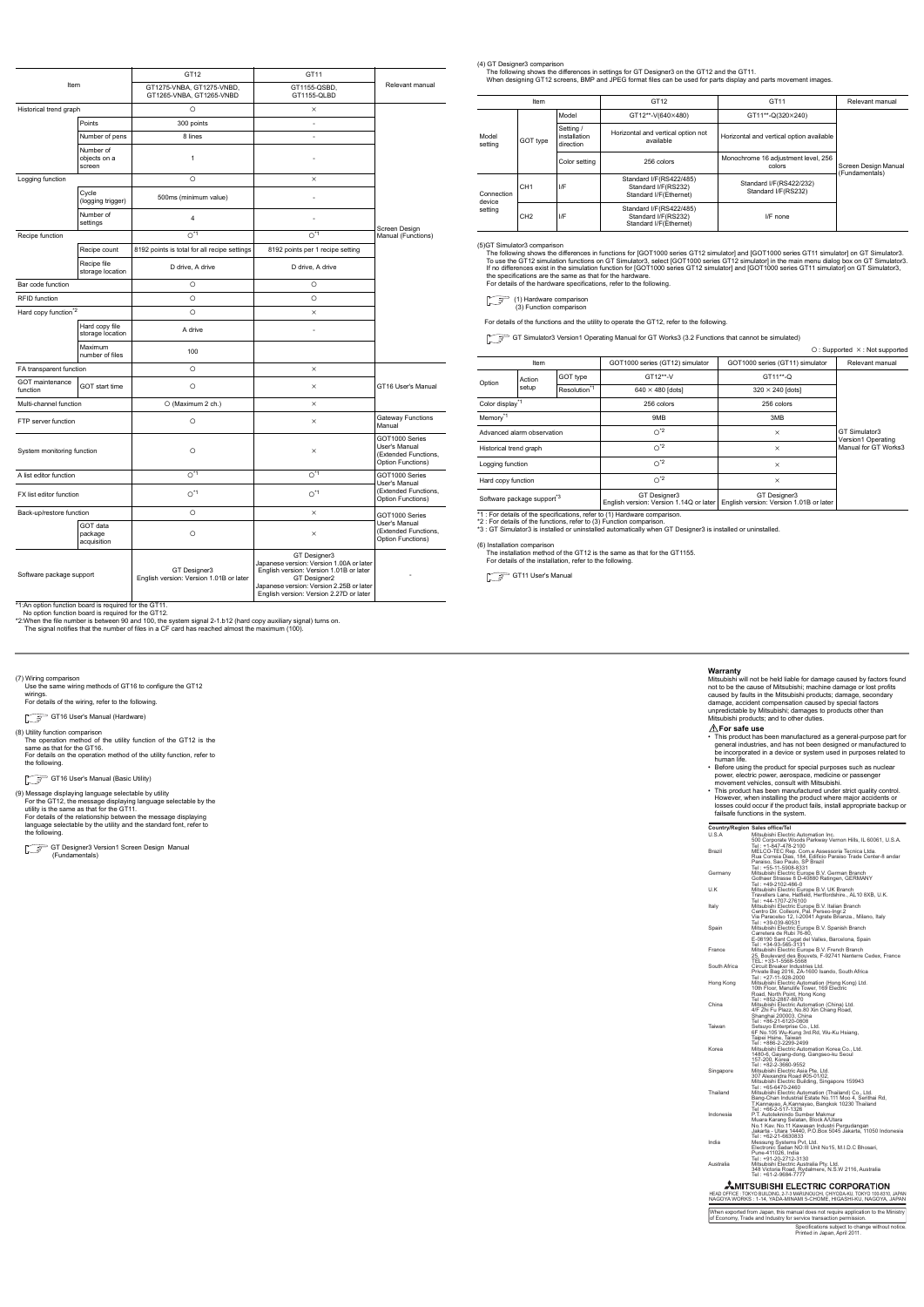| Item | | GT12 | GT11 | Relevant manual |
|---|---|---|---|---|
| | | GT1275-VNBA, GT1275-VNBD, GT1265-VNBA, GT1265-VNBD | GT1155-QSBD, GT1155-QLBD | |
| Historical trend graph | | ○ | × | Screen Design Manual (Functions) |
| | Points | 300 points | - | |
| | Number of pens | 8 lines | - | |
| | Number of objects on a screen | 1 | - | |
| Logging function | | ○ | × | |
| | Cycle (logging trigger) | 500ms (minimum value) | - | |
| | Number of settings | 4 | - | |
| Recipe function | | ○*1 | ○*1 | |
| | Recipe count | 8192 points is total for all recipe settings | 8192 points per 1 recipe setting | |
| | Recipe file storage location | D drive, A drive | D drive, A drive | |
| Bar code function | | ○ | ○ | |
| RFID function | | ○ | ○ | |
| Hard copy function*2 | | ○ | × | |
| | Hard copy file storage location | A drive | - | |
| | Maximum number of files | 100 | | |
| FA transparent function | | ○ | × | |
| GOT maintenance function | GOT start time | ○ | × | GT16 User's Manual |
| Multi-channel function | | ○ (Maximum 2 ch.) | × | |
| FTP server function | | ○ | × | Gateway Functions Manual |
| System monitoring function | | ○ | × | GOT1000 Series User's Manual (Extended Functions, Option Functions) |
| A list editor function | | ○*1 | ○*1 | GOT1000 Series User's Manual (Extended Functions, Option Functions) |
| FX list editor function | | ○*1 | ○*1 | |
| Back-up/restore function | | ○ | × | GOT1000 Series User's Manual (Extended Functions, Option Functions) |
| | GOT data package acquisition | ○ | × | |
| Software package support | | GT Designer3 English version: Version 1.01B or later | GT Designer3 Japanese version: Version 1.00A or later English version: Version 1.01B or later GT Designer2 Japanese version: Version 2.25B or later English version: Version 2.27D or later | - |

*1:An option function board is required for the GT11.
No option function board is required for the GT12.
*2:When the file number is between 90 and 100, the system signal 2-1.b12 (hard copy auxiliary signal) turns on.
The signal notifies that the number of files in a CF card has reached almost the maximum (100).

(4) GT Designer3 comparison
The following shows the differences in settings for GT Designer3 on the GT12 and the GT11.
When designing GT12 screens, BMP and JPEG format files can be used for parts display and parts movement images.

| Item | | | GT12 | GT11 | Relevant manual |
|---|---|---|---|---|---|
| Model setting | GOT type | Model | GT12**-V(640×480) | GT11**-Q(320×240) | Screen Design Manual (Fundamentals) |
| | | Setting / installation direction | Horizontal and vertical option not available | Horizontal and vertical option available | |
| | | Color setting | 256 colors | Monochrome 16 adjustment level, 256 colors | |
| Connection device setting | CH1 | I/F | Standard I/F(RS422/485) Standard I/F(RS232) Standard I/F(Ethernet) | Standard I/F(RS422/232) Standard I/F(RS232) | |
| | CH2 | I/F | Standard I/F(RS422/485) Standard I/F(RS232) Standard I/F(Ethernet) | I/F none | |

(5)GT Simulator3 comparison
The following shows the differences in functions for [GOT1000 series GT12 simulator] and [GOT1000 series GT11 simulator] on GT Simulator3.
To use the GT12 simulation functions on GT Simulator3, select [GOT1000 series GT12 simulator] in the main menu dialog box on GT Simulator3.
If no differences exist in the simulation function for [GOT1000 series GT12 simulator] and [GOT1000 series GT11 simulator] on GT Simulator3, the specifications are the same as that for the hardware.
For details of the hardware specifications, refer to the following.

(1) Hardware comparison
(3) Function comparison

For details of the functions and the utility to operate the GT12, refer to the following.

GT Simulator3 Version1 Operating Manual for GT Works3 (3.2 Functions that cannot be simulated)

○ : Supported × : Not supported

| Item | | | GOT1000 series (GT12) simulator | GOT1000 series (GT11) simulator | Relevant manual |
|---|---|---|---|---|---|
| Option | Action setup | GOT type | GT12**-V | GT11**-Q | GT Simulator3 Version1 Operating Manual for GT Works3 |
| | | Resolution*1 | 640 × 480 [dots] | 320 × 240 [dots] | |
| Color display*1 | | | 256 colors | 256 colors | |
| Memory*1 | | | 9MB | 3MB | |
| Advanced alarm observation | | | ○*2 | × | |
| Historical trend graph | | | ○*2 | × | |
| Logging function | | | ○*2 | × | |
| Hard copy function | | | ○*2 | × | |
| Software package support*3 | | | GT Designer3 English version: Version 1.14Q or later | GT Designer3 English version: Version 1.01B or later | |

*1 : For details of the specifications, refer to (1) Hardware comparison.
*2 : For details of the functions, refer to (3) Function comparison.
*3 : GT Simulator3 is installed or uninstalled automatically when GT Designer3 is installed or uninstalled.

(6) Installation comparison
The installation method of the GT12 is the same as that for the GT1155.
For details of the installation, refer to the following.

GT11 User's Manual

(7) Wiring comparison
Use the same wiring methods of GT16 to configure the GT12 wirings.
For details of the wiring, refer to the following.

GT16 User's Manual (Hardware)

(8) Utility function comparison
The operation method of the utility function of the GT12 is the same as that for the GT16.
For details on the operation method of the utility function, refer to the following.

GT16 User's Manual (Basic Utility)

(9) Message displaying language selectable by utility
For the GT12, the message displaying language selectable by the utility is the same as that for the GT11.
For details of the relationship between the message displaying language selectable by the utility and the standard font, refer to the following.

GT Designer3 Version1 Screen Design Manual (Fundamentals)

**Warranty**
Mitsubishi will not be held liable for damage caused by factors found not to be the cause of Mitsubishi; machine damage or lost profits caused by faults in the Mitsubishi products; damage, secondary damage, accident compensation caused by special factors unpredictable by Mitsubishi; damages to products other than Mitsubishi products; and to other duties.

**⚠For safe use**
- This product has been manufactured as a general-purpose part for general industries, and has not been designed or manufactured to be incorporated in a device or system used in purposes related to human life.
- Before using the product for special purposes such as nuclear power, electric power, aerospace, medicine or passenger movement vehicles, consult with Mitsubishi.
- This product has been manufactured under strict quality control. However, when installing the product where major accidents or losses could occur if the product fails, install appropriate backup or failsafe functions in the system.

| Country/Region | Sales office/Tel |
|---|---|
| U.S.A | Mitsubishi Electric Automation Inc. 500 Corporate Woods Parkway Vernon Hills, IL 60061, U.S.A. Tel : +1-847-478-2100 |
| Brazil | MELCO-TEC Rep. Com.e Assessoria Tecnica Ltda. Rua Correia Dias, 184, Edificio Paraiso Trade Center-8 andar Paraiso, Sao Paulo, SP Brazil Tel : +55-11-5908-8331 |
| Germany | Mitsubishi Electric Europe B.V. German Branch Gothaer Strasse 8 D-40880 Ratingen, GERMANY Tel : +49-2102-486-0 |
| U.K | Mitsubishi Electric Europe B.V. UK Branch Travellers Lane, Hatfield, Hertfordshire., AL10 8XB, U.K. Tel : +44-1707-276100 |
| Italy | Mitsubishi Electric Europe B.V. Italian Branch Centro Dir. Colleoni, Pal. Perseo-Ingr.2 Via Paracelso 12, I-20041 Agrate Brianza., Milano, Italy Tel : +39-039-60531 |
| Spain | Mitsubishi Electric Europe B.V. Spanish Branch Carretera de Rubí 76-80, E-08190 Sant Cugat del Vallés, Barcelona, Spain Tel : +34-93-565-3131 |
| France | Mitsubishi Electric Europe B.V. French Branch 25, Boulevard des Bouvets, F-92741 Nanterre Cedex, France TEL: +33-1-5568-5568 |
| South Africa | Circuit Breaker Industries Ltd. Private Bag 2016, ZA-1600 Isando, South Africa Tel : +27-11-928-2000 |
| Hong Kong | Mitsubishi Electric Automation (Hong Kong) Ltd. 10th Floor, Manulife Tower, 169 Electric Road, North Point, Hong Kong Tel : +852-2887-8870 |
| China | Mitsubishi Electric Automation (China) Ltd. 4/F Zhi Fu Plazz, No.80 Xin Chang Road, Shanghai 200003, China Tel : +86-21-6120-0808 |
| Taiwan | Setsuyo Enterprise Co., Ltd. 6F No.105 Wu-Kung 3rd Rd, Wu-Ku Hsiang, Taipei Hsine, Taiwan Tel : +886-2-2299-2499 |
| Korea | Mitsubishi Electric Automation Korea Co., Ltd. 1480-6, Gayang-dong, Gangseo-ku Seoul 157-200, Korea Tel : +82-2-3660-9552 |
| Singapore | Mitsubishi Electric Asia Pte, Ltd. 307 Alexandra Road #05-01/02, Mitsubishi Electric Building, Singapore 159943 Tel : +65-6470-2460 |
| Thailand | Mitsubishi Electric Automation (Thailand) Co., Ltd. Bang-Chan Industrial Estate No.111 Moo 4, Serithai Rd, T.Kannayao, A.Kannayao, Bangkok 10230 Thailand Tel : +66-2-517-1326 |
| Indonesia | P.T. Autoteknindo Sumber Makmur Muara Karang Selatan, Block A/Utara No.1 Kav. No.11 Kawasan Industri Pergudangan Jakarta - Utara 14440, P.O.Box 5045 Jakarta, 11050 Indonesia Tel : +62-21-6630833 |
| India | Messung Systems Pvt, Ltd. Electronic Sadan NO:III Unit No15, M.I.D.C Bhosari, Pune-411026, India Tel : +91-20-2712-3130 |
| Australia | Mitsubishi Electric Australia Pty. Ltd. 348 Victoria Road, Rydalmere, N.S.W 2116, Australia Tel : +61-2-9684-7777 |

**MITSUBISHI ELECTRIC CORPORATION**
HEAD OFFICE : TOKYO BUILDING, 2-7-3 MARUNOUCHI, CHIYODA-KU, TOKYO 100-8310, JAPAN
NAGOYA WORKS : 1-14, YADA-MINAMI 5-CHOME, HIGASHI-KU, NAGOYA, JAPAN

When exported from Japan, this manual does not require application to the Ministry of Economy, Trade and Industry for service transaction permission.

Specifications subject to change without notice.
Printed in Japan, April 2011.